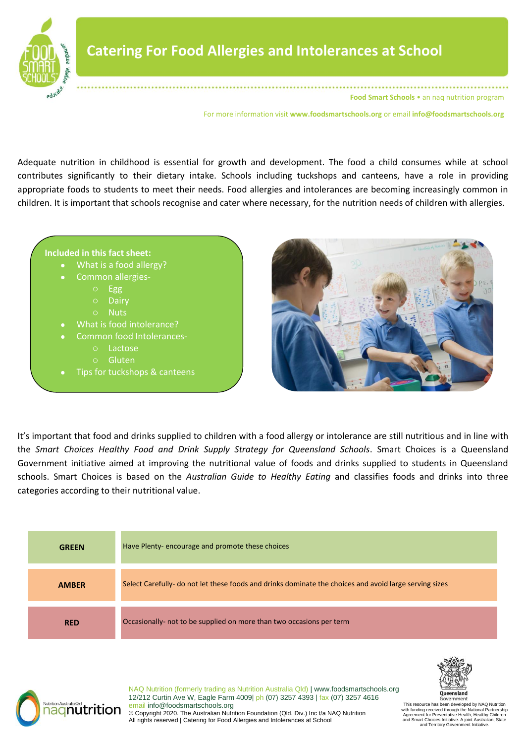# Catering For Food Allergies and Intolerances at School

**Food Smart Schools** • an naq nutrition program

For more information visit **www.foodsmartschools.org** or email **info@foodsmartschools.org**

Adequate nutrition in childhood is essential for growth and development. The food a child consumes while at school contributes significantly to their dietary intake. Schools including tuckshops and canteens, have a role in providing appropriate foods to students to meet their needs. Food allergies and intolerances are becoming increasingly common in children. It is important that schools recognise and cater where necessary, for the nutrition needs of children with allergies.

**Included in this fact sheet:**

- What is a food allergy?
- Common allergies-
  - Egg
  - Dairy
  - Nuts
- What is food intolerance?
- Common food Intolerances-
  - Lactose
  - Gluten
- Tips for tuckshops & canteens

It's important that food and drinks supplied to children with a food allergy or intolerance are still nutritious and in line with the *Smart Choices Healthy Food and Drink Supply Strategy for Queensland Schools*. Smart Choices is a Queensland Government initiative aimed at improving the nutritional value of foods and drinks supplied to students in Queensland schools. Smart Choices is based on the *Australian Guide to Healthy Eating* and classifies foods and drinks into three categories according to their nutritional value.

| | |
|---|---|
| **GREEN** | Have Plenty- encourage and promote these choices |
| **AMBER** | Select Carefully- do not let these foods and drinks dominate the choices and avoid large serving sizes |
| **RED** | Occasionally- not to be supplied on more than two occasions per term |

NAQ Nutrition (formerly trading as Nutrition Australia Qld) | www.foodsmartschools.org
12/212 Curtin Ave W, Eagle Farm 4009| ph (07) 3257 4393 | fax (07) 3257 4616
email info@foodsmartschools.org
© Copyright 2020. The Australian Nutrition Foundation (Qld. Div.) Inc t/a NAQ Nutrition
All rights reserved | Catering for Food Allergies and Intolerances at School

This resource has been developed by NAQ Nutrition with funding received through the National Partnership Agreement for Preventative Health, Healthy Children and Smart Choices Initiative. A joint Australian, State and Territory Government Initiative.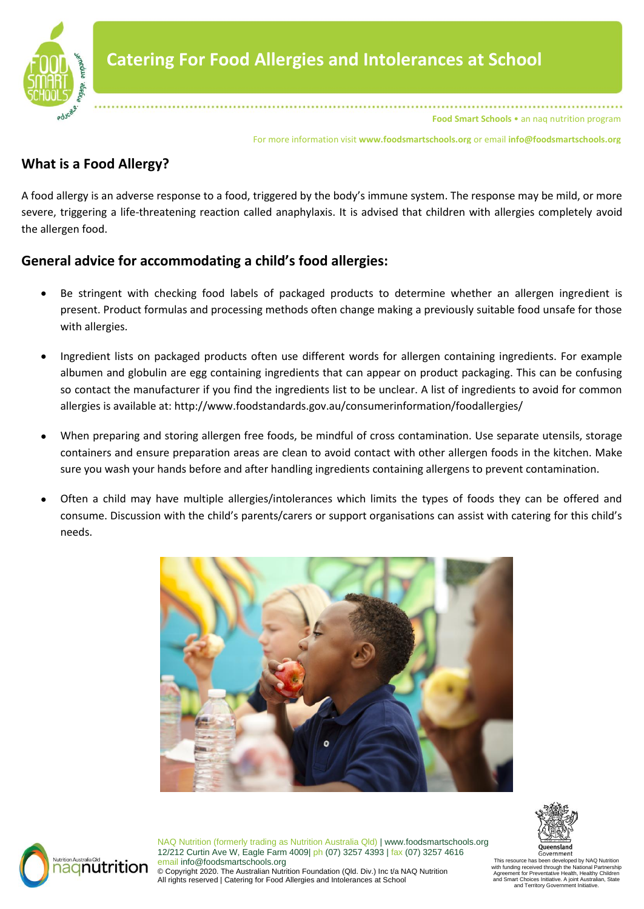# Catering For Food Allergies and Intolerances at School

Food Smart Schools • an naq nutrition program

For more information visit **www.foodsmartschools.org** or email **info@foodsmartschools.org**

## What is a Food Allergy?

A food allergy is an adverse response to a food, triggered by the body's immune system. The response may be mild, or more severe, triggering a life-threatening reaction called anaphylaxis. It is advised that children with allergies completely avoid the allergen food.

## General advice for accommodating a child's food allergies:

- Be stringent with checking food labels of packaged products to determine whether an allergen ingredient is present. Product formulas and processing methods often change making a previously suitable food unsafe for those with allergies.
- Ingredient lists on packaged products often use different words for allergen containing ingredients. For example albumen and globulin are egg containing ingredients that can appear on product packaging. This can be confusing so contact the manufacturer if you find the ingredients list to be unclear. A list of ingredients to avoid for common allergies is available at: http://www.foodstandards.gov.au/consumerinformation/foodallergies/
- When preparing and storing allergen free foods, be mindful of cross contamination. Use separate utensils, storage containers and ensure preparation areas are clean to avoid contact with other allergen foods in the kitchen. Make sure you wash your hands before and after handling ingredients containing allergens to prevent contamination.
- Often a child may have multiple allergies/intolerances which limits the types of foods they can be offered and consume. Discussion with the child's parents/carers or support organisations can assist with catering for this child's needs.

NAQ Nutrition (formerly trading as Nutrition Australia Qld) | www.foodsmartschools.org
12/212 Curtin Ave W, Eagle Farm 4009| ph (07) 3257 4393 | fax (07) 3257 4616
email info@foodsmartschools.org
© Copyright 2020. The Australian Nutrition Foundation (Qld. Div.) Inc t/a NAQ Nutrition
All rights reserved | Catering for Food Allergies and Intolerances at School

This resource has been developed by NAQ Nutrition with funding received through the National Partnership Agreement for Preventative Health, Healthy Children and Smart Choices Initiative. A joint Australian, State and Territory Government Initiative.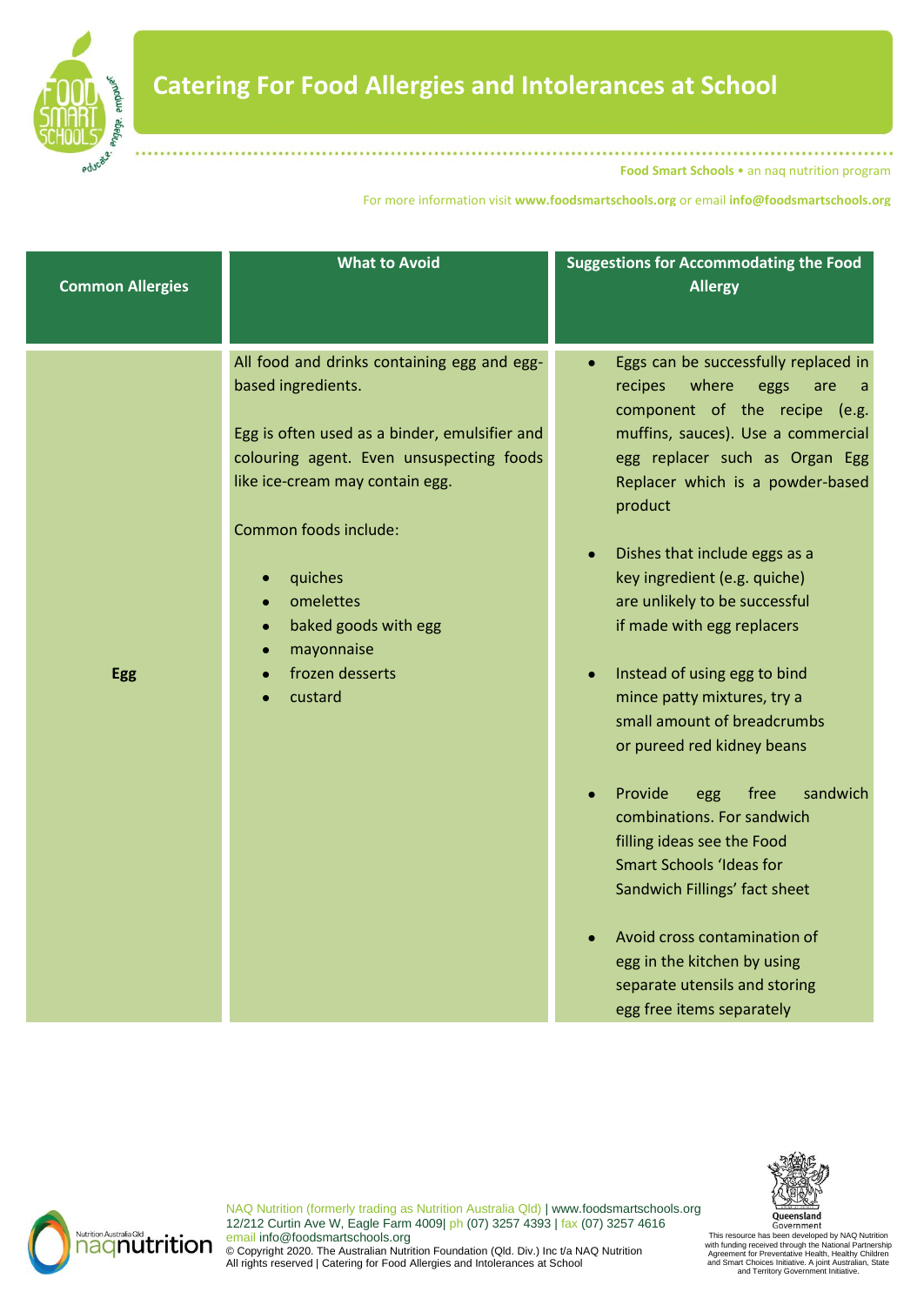# Catering For Food Allergies and Intolerances at School

**Food Smart Schools** • an naq nutrition program

For more information visit **www.foodsmartschools.org** or email **info@foodsmartschools.org**

| Common Allergies | What to Avoid | Suggestions for Accommodating the Food Allergy |
|---|---|---|
| **Egg** | All food and drinks containing egg and egg-based ingredients.<br><br>Egg is often used as a binder, emulsifier and colouring agent. Even unsuspecting foods like ice-cream may contain egg.<br><br>Common foods include:<br>• quiches<br>• omelettes<br>• baked goods with egg<br>• mayonnaise<br>• frozen desserts<br>• custard | • Eggs can be successfully replaced in recipes where eggs are a component of the recipe (e.g. muffins, sauces). Use a commercial egg replacer such as Organ Egg Replacer which is a powder-based product<br><br>• Dishes that include eggs as a key ingredient (e.g. quiche) are unlikely to be successful if made with egg replacers<br><br>• Instead of using egg to bind mince patty mixtures, try a small amount of breadcrumbs or pureed red kidney beans<br><br>• Provide egg free sandwich combinations. For sandwich filling ideas see the Food Smart Schools 'Ideas for Sandwich Fillings' fact sheet<br><br>• Avoid cross contamination of egg in the kitchen by using separate utensils and storing egg free items separately |

NAQ Nutrition (formerly trading as Nutrition Australia Qld) | www.foodsmartschools.org
12/212 Curtin Ave W, Eagle Farm 4009| ph (07) 3257 4393 | fax (07) 3257 4616
email info@foodsmartschools.org
© Copyright 2020. The Australian Nutrition Foundation (Qld. Div.) Inc t/a NAQ Nutrition
All rights reserved | Catering for Food Allergies and Intolerances at School

This resource has been developed by NAQ Nutrition with funding received through the National Partnership Agreement for Preventative Health, Healthy Children and Smart Choices Initiative. A joint Australian, State and Territory Government Initiative.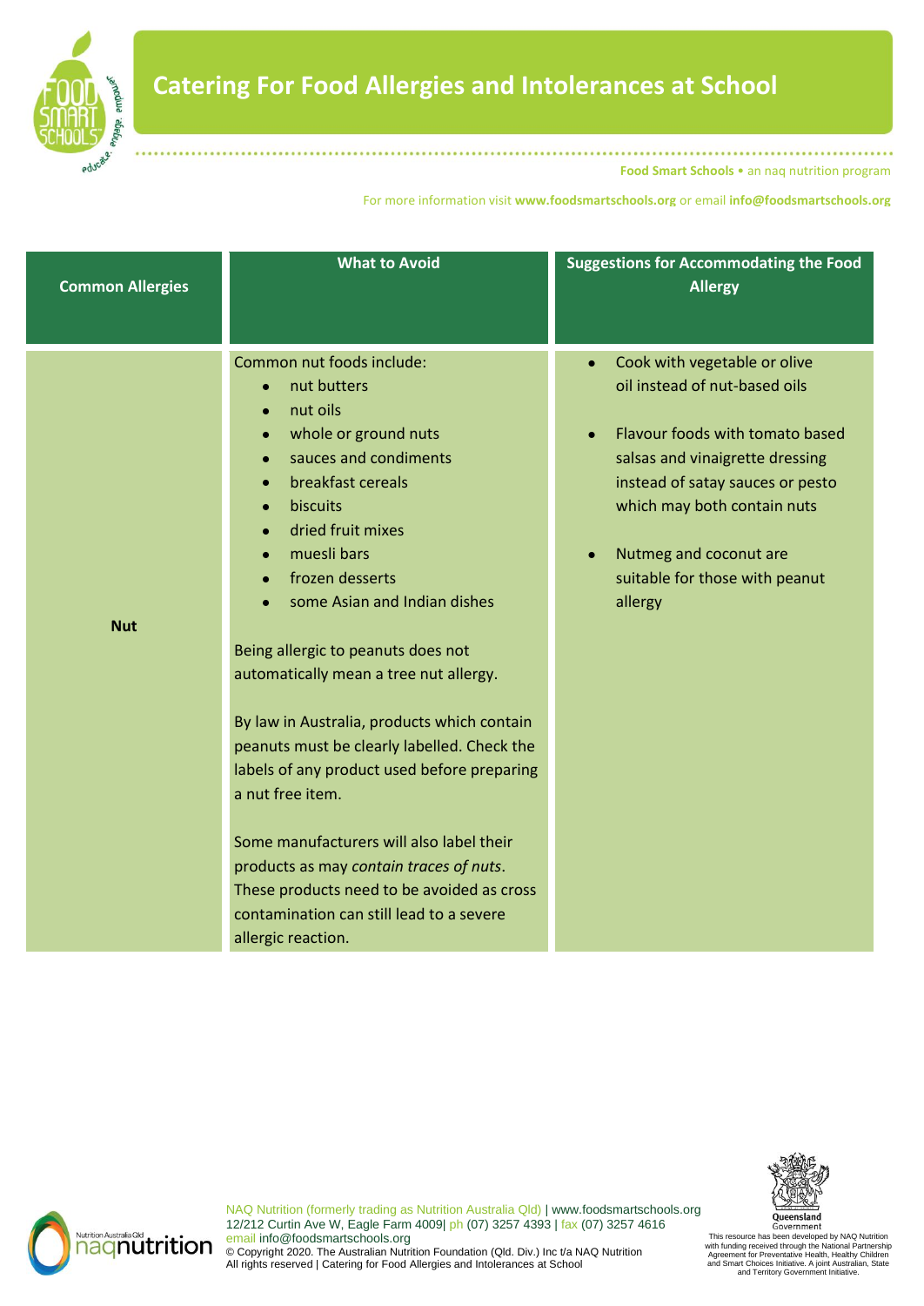# Catering For Food Allergies and Intolerances at School

**Food Smart Schools** • an naq nutrition program

For more information visit **www.foodsmartschools.org** or email **info@foodsmartschools.org**

| Common Allergies | What to Avoid | Suggestions for Accommodating the Food Allergy |
|---|---|---|
| **Nut** | Common nut foods include:<br>• nut butters<br>• nut oils<br>• whole or ground nuts<br>• sauces and condiments<br>• breakfast cereals<br>• biscuits<br>• dried fruit mixes<br>• muesli bars<br>• frozen desserts<br>• some Asian and Indian dishes<br><br>Being allergic to peanuts does not automatically mean a tree nut allergy.<br><br>By law in Australia, products which contain peanuts must be clearly labelled. Check the labels of any product used before preparing a nut free item.<br><br>Some manufacturers will also label their products as may *contain traces of nuts*. These products need to be avoided as cross contamination can still lead to a severe allergic reaction. | • Cook with vegetable or olive oil instead of nut-based oils<br><br>• Flavour foods with tomato based salsas and vinaigrette dressing instead of satay sauces or pesto which may both contain nuts<br><br>• Nutmeg and coconut are suitable for those with peanut allergy |

NAQ Nutrition (formerly trading as Nutrition Australia Qld) | www.foodsmartschools.org
12/212 Curtin Ave W, Eagle Farm 4009| ph (07) 3257 4393 | fax (07) 3257 4616
email info@foodsmartschools.org
© Copyright 2020. The Australian Nutrition Foundation (Qld. Div.) Inc t/a NAQ Nutrition
All rights reserved | Catering for Food Allergies and Intolerances at School

This resource has been developed by NAQ Nutrition with funding received through the National Partnership Agreement for Preventative Health, Healthy Children and Smart Choices Initiative. A joint Australian, State and Territory Government Initiative.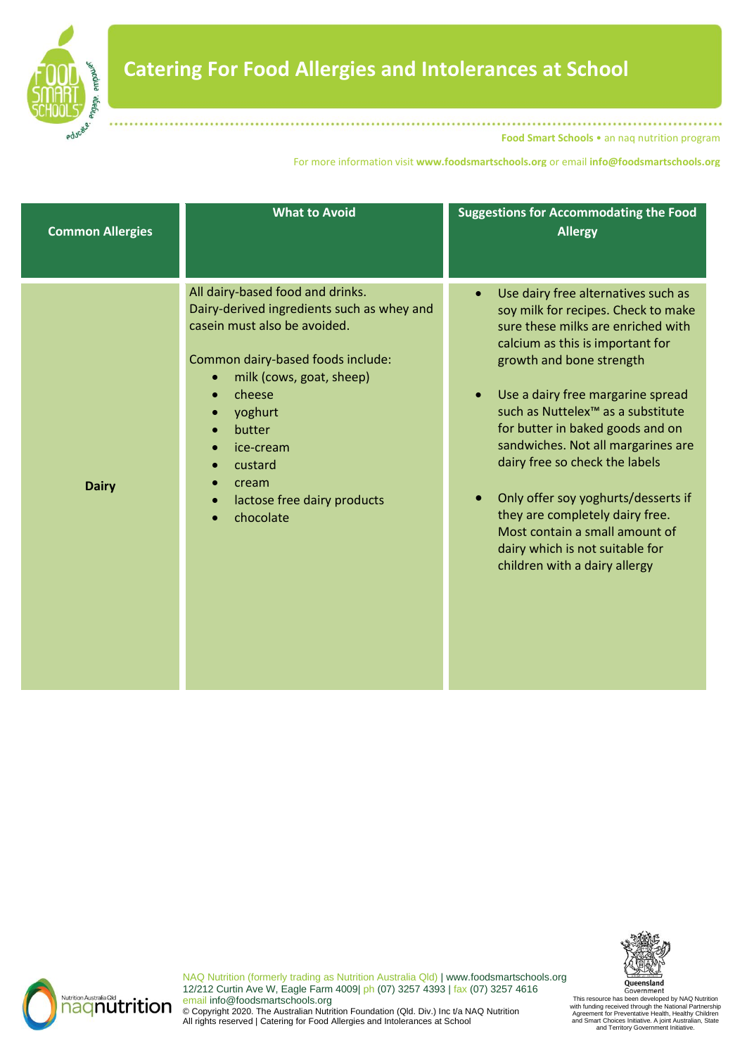# Catering For Food Allergies and Intolerances at School

Food Smart Schools • an naq nutrition program

For more information visit **www.foodsmartschools.org** or email **info@foodsmartschools.org**

| Common Allergies | What to Avoid | Suggestions for Accommodating the Food Allergy |
|---|---|---|
| **Dairy** | All dairy-based food and drinks. Dairy-derived ingredients such as whey and casein must also be avoided.<br><br>Common dairy-based foods include:<br>• milk (cows, goat, sheep)<br>• cheese<br>• yoghurt<br>• butter<br>• ice-cream<br>• custard<br>• cream<br>• lactose free dairy products<br>• chocolate | • Use dairy free alternatives such as soy milk for recipes. Check to make sure these milks are enriched with calcium as this is important for growth and bone strength<br><br>• Use a dairy free margarine spread such as Nuttelex™ as a substitute for butter in baked goods and on sandwiches. Not all margarines are dairy free so check the labels<br><br>• Only offer soy yoghurts/desserts if they are completely dairy free. Most contain a small amount of dairy which is not suitable for children with a dairy allergy |

NAQ Nutrition (formerly trading as Nutrition Australia Qld) | www.foodsmartschools.org
12/212 Curtin Ave W, Eagle Farm 4009| ph (07) 3257 4393 | fax (07) 3257 4616
email info@foodsmartschools.org
© Copyright 2020. The Australian Nutrition Foundation (Qld. Div.) Inc t/a NAQ Nutrition
All rights reserved | Catering for Food Allergies and Intolerances at School

This resource has been developed by NAQ Nutrition with funding received through the National Partnership Agreement for Preventative Health, Healthy Children and Smart Choices Initiative. A joint Australian, State and Territory Government Initiative.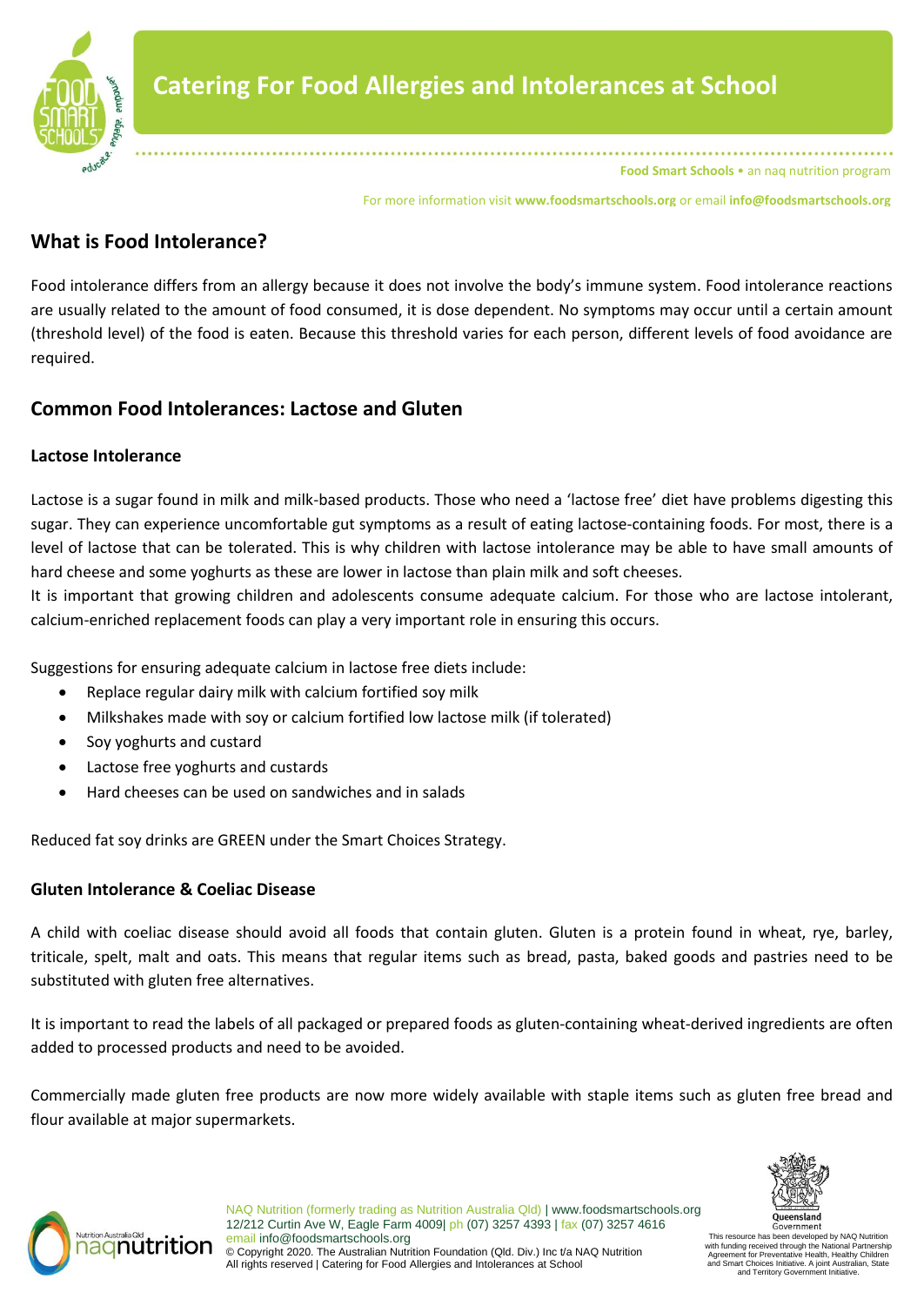# Catering For Food Allergies and Intolerances at School

## What is Food Intolerance?

Food intolerance differs from an allergy because it does not involve the body's immune system. Food intolerance reactions are usually related to the amount of food consumed, it is dose dependent. No symptoms may occur until a certain amount (threshold level) of the food is eaten. Because this threshold varies for each person, different levels of food avoidance are required.

## Common Food Intolerances: Lactose and Gluten

### Lactose Intolerance

Lactose is a sugar found in milk and milk-based products. Those who need a 'lactose free' diet have problems digesting this sugar. They can experience uncomfortable gut symptoms as a result of eating lactose-containing foods. For most, there is a level of lactose that can be tolerated. This is why children with lactose intolerance may be able to have small amounts of hard cheese and some yoghurts as these are lower in lactose than plain milk and soft cheeses.
It is important that growing children and adolescents consume adequate calcium. For those who are lactose intolerant, calcium-enriched replacement foods can play a very important role in ensuring this occurs.

Suggestions for ensuring adequate calcium in lactose free diets include:

- Replace regular dairy milk with calcium fortified soy milk
- Milkshakes made with soy or calcium fortified low lactose milk (if tolerated)
- Soy yoghurts and custard
- Lactose free yoghurts and custards
- Hard cheeses can be used on sandwiches and in salads

Reduced fat soy drinks are GREEN under the Smart Choices Strategy.

### Gluten Intolerance & Coeliac Disease

A child with coeliac disease should avoid all foods that contain gluten. Gluten is a protein found in wheat, rye, barley, triticale, spelt, malt and oats. This means that regular items such as bread, pasta, baked goods and pastries need to be substituted with gluten free alternatives.

It is important to read the labels of all packaged or prepared foods as gluten-containing wheat-derived ingredients are often added to processed products and need to be avoided.

Commercially made gluten free products are now more widely available with staple items such as gluten free bread and flour available at major supermarkets.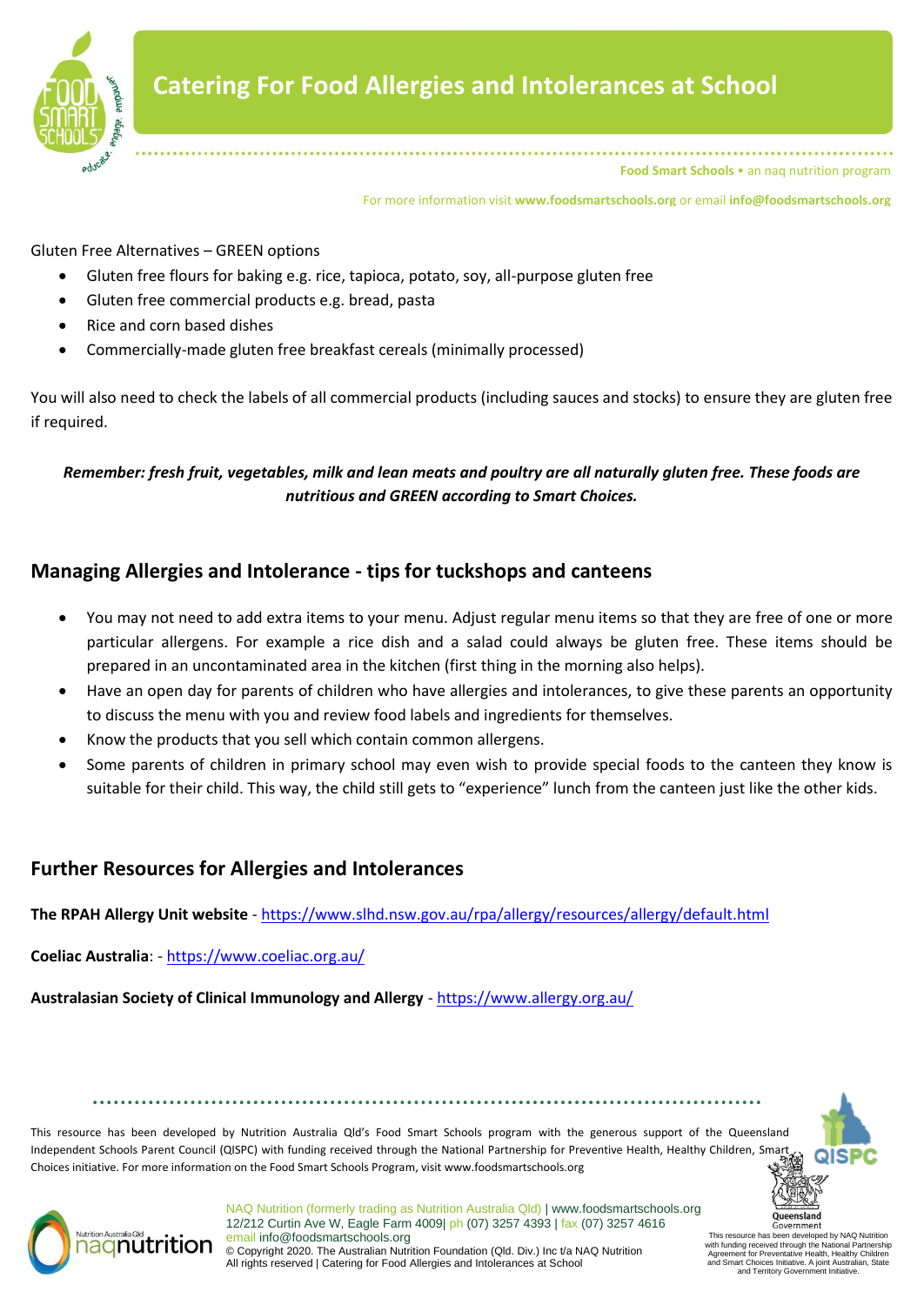# Catering For Food Allergies and Intolerances at School

Gluten Free Alternatives – GREEN options

- Gluten free flours for baking e.g. rice, tapioca, potato, soy, all-purpose gluten free
- Gluten free commercial products e.g. bread, pasta
- Rice and corn based dishes
- Commercially-made gluten free breakfast cereals (minimally processed)

You will also need to check the labels of all commercial products (including sauces and stocks) to ensure they are gluten free if required.

***Remember: fresh fruit, vegetables, milk and lean meats and poultry are all naturally gluten free. These foods are nutritious and GREEN according to Smart Choices.***

## Managing Allergies and Intolerance - tips for tuckshops and canteens

- You may not need to add extra items to your menu. Adjust regular menu items so that they are free of one or more particular allergens. For example a rice dish and a salad could always be gluten free. These items should be prepared in an uncontaminated area in the kitchen (first thing in the morning also helps).
- Have an open day for parents of children who have allergies and intolerances, to give these parents an opportunity to discuss the menu with you and review food labels and ingredients for themselves.
- Know the products that you sell which contain common allergens.
- Some parents of children in primary school may even wish to provide special foods to the canteen they know is suitable for their child. This way, the child still gets to "experience" lunch from the canteen just like the other kids.

## Further Resources for Allergies and Intolerances

**The RPAH Allergy Unit website** - https://www.slhd.nsw.gov.au/rpa/allergy/resources/allergy/default.html

**Coeliac Australia**: - https://www.coeliac.org.au/

**Australasian Society of Clinical Immunology and Allergy** - https://www.allergy.org.au/

This resource has been developed by Nutrition Australia Qld's Food Smart Schools program with the generous support of the Queensland Independent Schools Parent Council (QISPC) with funding received through the National Partnership for Preventive Health, Healthy Children, Smart Choices initiative. For more information on the Food Smart Schools Program, visit www.foodsmartschools.org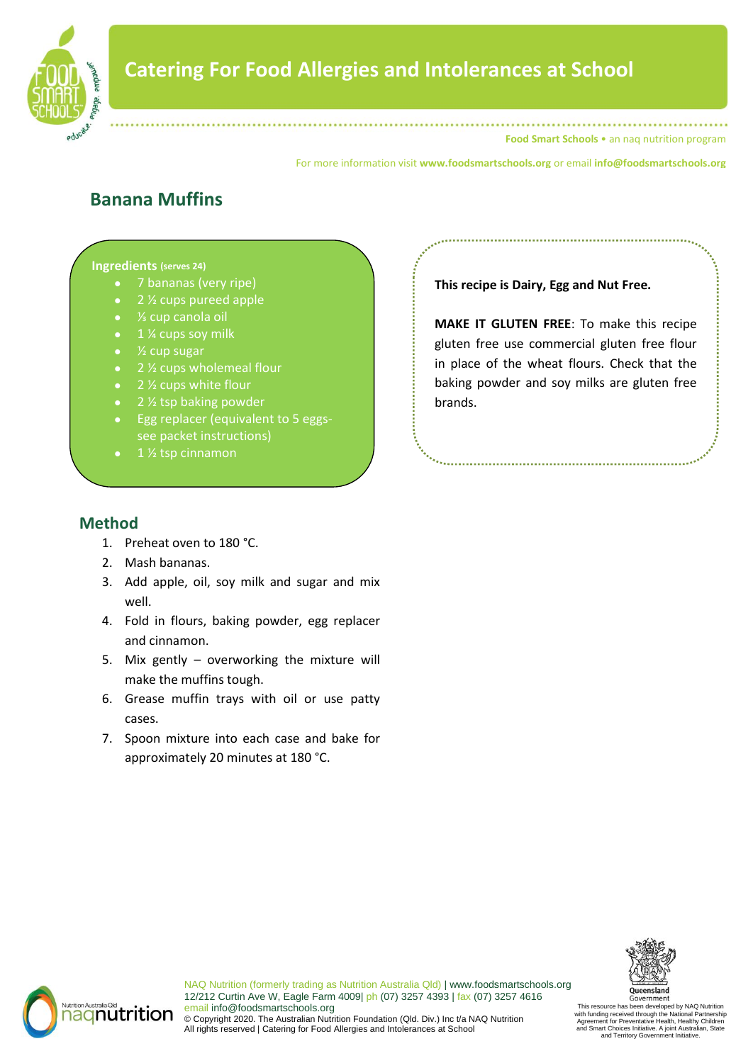# Catering For Food Allergies and Intolerances at School

**Food Smart Schools** • an naq nutrition program

For more information visit **www.foodsmartschools.org** or email **info@foodsmartschools.org**

## Banana Muffins

**Ingredients** (serves 24)

- 7 bananas (very ripe)
- 2 ½ cups pureed apple
- ⅓ cup canola oil
- 1 ¼ cups soy milk
- ½ cup sugar
- 2 ½ cups wholemeal flour
- 2 ½ cups white flour
- 2 ½ tsp baking powder
- Egg replacer (equivalent to 5 eggs- see packet instructions)
- 1 ½ tsp cinnamon

**This recipe is Dairy, Egg and Nut Free.**

**MAKE IT GLUTEN FREE**: To make this recipe gluten free use commercial gluten free flour in place of the wheat flours. Check that the baking powder and soy milks are gluten free brands.

## Method

1. Preheat oven to 180 °C.
2. Mash bananas.
3. Add apple, oil, soy milk and sugar and mix well.
4. Fold in flours, baking powder, egg replacer and cinnamon.
5. Mix gently – overworking the mixture will make the muffins tough.
6. Grease muffin trays with oil or use patty cases.
7. Spoon mixture into each case and bake for approximately 20 minutes at 180 °C.

NAQ Nutrition (formerly trading as Nutrition Australia Qld) | www.foodsmartschools.org
12/212 Curtin Ave W, Eagle Farm 4009| ph (07) 3257 4393 | fax (07) 3257 4616
email info@foodsmartschools.org
© Copyright 2020. The Australian Nutrition Foundation (Qld. Div.) Inc t/a NAQ Nutrition
All rights reserved | Catering for Food Allergies and Intolerances at School

This resource has been developed by NAQ Nutrition with funding received through the National Partnership Agreement for Preventative Health, Healthy Children and Smart Choices Initiative. A joint Australian, State and Territory Government Initiative.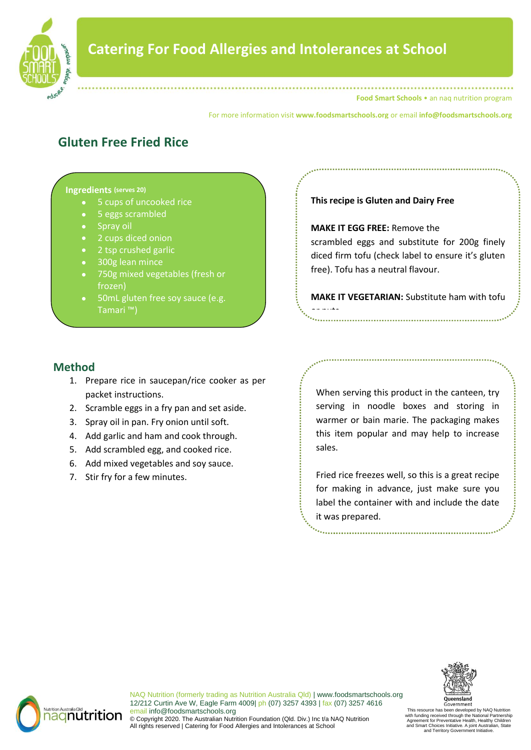# Catering For Food Allergies and Intolerances at School

Food Smart Schools • an naq nutrition program

For more information visit **www.foodsmartschools.org** or email **info@foodsmartschools.org**

## Gluten Free Fried Rice

**Ingredients** (serves 20)

- 5 cups of uncooked rice
- 5 eggs scrambled
- Spray oil
- 2 cups diced onion
- 2 tsp crushed garlic
- 300g lean mince
- 750g mixed vegetables (fresh or frozen)
- 50mL gluten free soy sauce (e.g. Tamari ™)

**This recipe is Gluten and Dairy Free**

**MAKE IT EGG FREE:** Remove the scrambled eggs and substitute for 200g finely diced firm tofu (check label to ensure it's gluten free). Tofu has a neutral flavour.

**MAKE IT VEGETARIAN:** Substitute ham with tofu or nuts

## Method

1. Prepare rice in saucepan/rice cooker as per packet instructions.
2. Scramble eggs in a fry pan and set aside.
3. Spray oil in pan. Fry onion until soft.
4. Add garlic and ham and cook through.
5. Add scrambled egg, and cooked rice.
6. Add mixed vegetables and soy sauce.
7. Stir fry for a few minutes.

When serving this product in the canteen, try serving in noodle boxes and storing in warmer or bain marie. The packaging makes this item popular and may help to increase sales.

Fried rice freezes well, so this is a great recipe for making in advance, just make sure you label the container with and include the date it was prepared.

NAQ Nutrition (formerly trading as Nutrition Australia Qld) | www.foodsmartschools.org
12/212 Curtin Ave W, Eagle Farm 4009| ph (07) 3257 4393 | fax (07) 3257 4616
email info@foodsmartschools.org
© Copyright 2020. The Australian Nutrition Foundation (Qld. Div.) Inc t/a NAQ Nutrition
All rights reserved | Catering for Food Allergies and Intolerances at School

Queensland Government

This resource has been developed by NAQ Nutrition with funding received through the National Partnership Agreement for Preventative Health, Healthy Children and Smart Choices Initiative. A joint Australian, State and Territory Government Initiative.